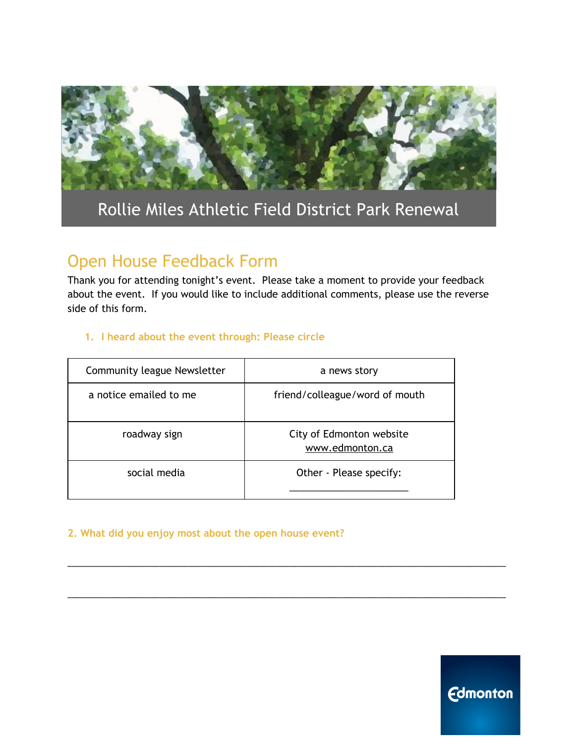# Rollie Miles Athletic Field District Park Renewal

## Open House Feedback Form

Thank you for attending tonight's event. Please take a moment to provide your feedback about the event. If you would like to include additional comments, please use the reverse side of this form.

### 1. I heard about the event through: Please circle

| Community league Newsletter | a news story |
|---|---|
| a notice emailed to me | friend/colleague/word of mouth |
| roadway sign | City of Edmonton website www.edmonton.ca |
| social media | Other - Please specify: ______________________ |

### 2. What did you enjoy most about the open house event?

_______________________________________________________________________________

_______________________________________________________________________________

Edmonton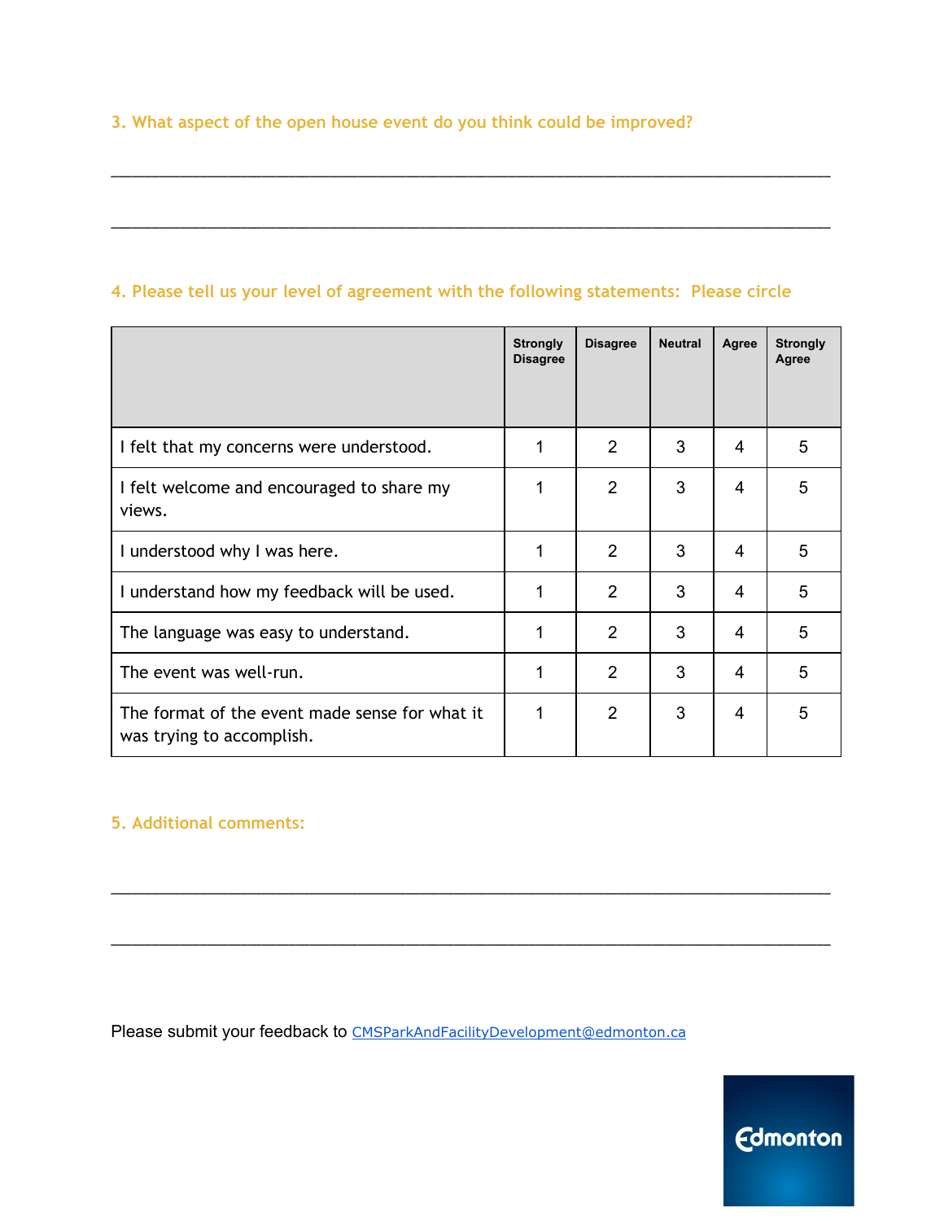### 3. What aspect of the open house event do you think could be improved?

\_\_\_\_\_\_\_\_\_\_\_\_\_\_\_\_\_\_\_\_\_\_\_\_\_\_\_\_\_\_\_\_\_\_\_\_\_\_\_\_\_\_\_\_\_\_\_\_\_\_\_\_\_\_\_\_\_\_\_\_\_\_\_\_\_\_\_\_\_\_\_\_\_\_\_\_

\_\_\_\_\_\_\_\_\_\_\_\_\_\_\_\_\_\_\_\_\_\_\_\_\_\_\_\_\_\_\_\_\_\_\_\_\_\_\_\_\_\_\_\_\_\_\_\_\_\_\_\_\_\_\_\_\_\_\_\_\_\_\_\_\_\_\_\_\_\_\_\_\_\_\_\_

### 4. Please tell us your level of agreement with the following statements: Please circle

| | Strongly Disagree | Disagree | Neutral | Agree | Strongly Agree |
|---|---|---|---|---|---|
| I felt that my concerns were understood. | 1 | 2 | 3 | 4 | 5 |
| I felt welcome and encouraged to share my views. | 1 | 2 | 3 | 4 | 5 |
| I understood why I was here. | 1 | 2 | 3 | 4 | 5 |
| I understand how my feedback will be used. | 1 | 2 | 3 | 4 | 5 |
| The language was easy to understand. | 1 | 2 | 3 | 4 | 5 |
| The event was well-run. | 1 | 2 | 3 | 4 | 5 |
| The format of the event made sense for what it was trying to accomplish. | 1 | 2 | 3 | 4 | 5 |

### 5. Additional comments:

\_\_\_\_\_\_\_\_\_\_\_\_\_\_\_\_\_\_\_\_\_\_\_\_\_\_\_\_\_\_\_\_\_\_\_\_\_\_\_\_\_\_\_\_\_\_\_\_\_\_\_\_\_\_\_\_\_\_\_\_\_\_\_\_\_\_\_\_\_\_\_\_\_\_\_\_

\_\_\_\_\_\_\_\_\_\_\_\_\_\_\_\_\_\_\_\_\_\_\_\_\_\_\_\_\_\_\_\_\_\_\_\_\_\_\_\_\_\_\_\_\_\_\_\_\_\_\_\_\_\_\_\_\_\_\_\_\_\_\_\_\_\_\_\_\_\_\_\_\_\_\_\_

Please submit your feedback to CMSParkAndFacilityDevelopment@edmonton.ca

Edmonton